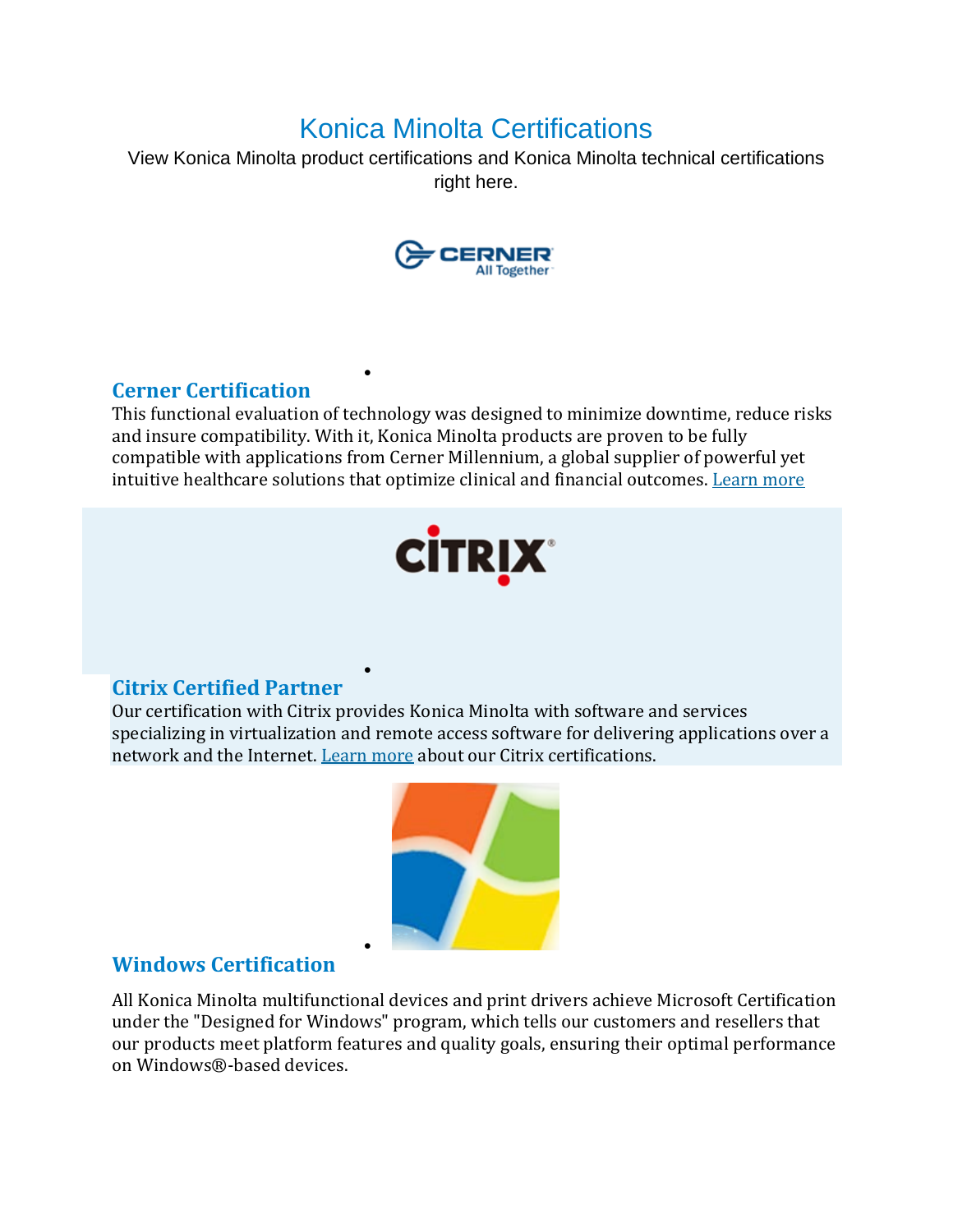# Konica Minolta Certifications

View Konica Minolta product certifications and Konica Minolta technical certifications right here.

## Cerner Certification

This functional evaluation of technology was designed to minimize downtime, reduce risks and insure compatibility. With it, Konica Minolta products are proven to be fully compatible with applications from Cerner Millennium, a global supplier of powerful yet intuitive healthcare solutions that optimize clinical and financial outcomes. Learn more

## Citrix Certified Partner

Our certification with Citrix provides Konica Minolta with software and services specializing in virtualization and remote access software for delivering applications over a network and the Internet. Learn more about our Citrix certifications.

## Windows Certification

All Konica Minolta multifunctional devices and print drivers achieve Microsoft Certification under the "Designed for Windows" program, which tells our customers and resellers that our products meet platform features and quality goals, ensuring their optimal performance on Windows®-based devices.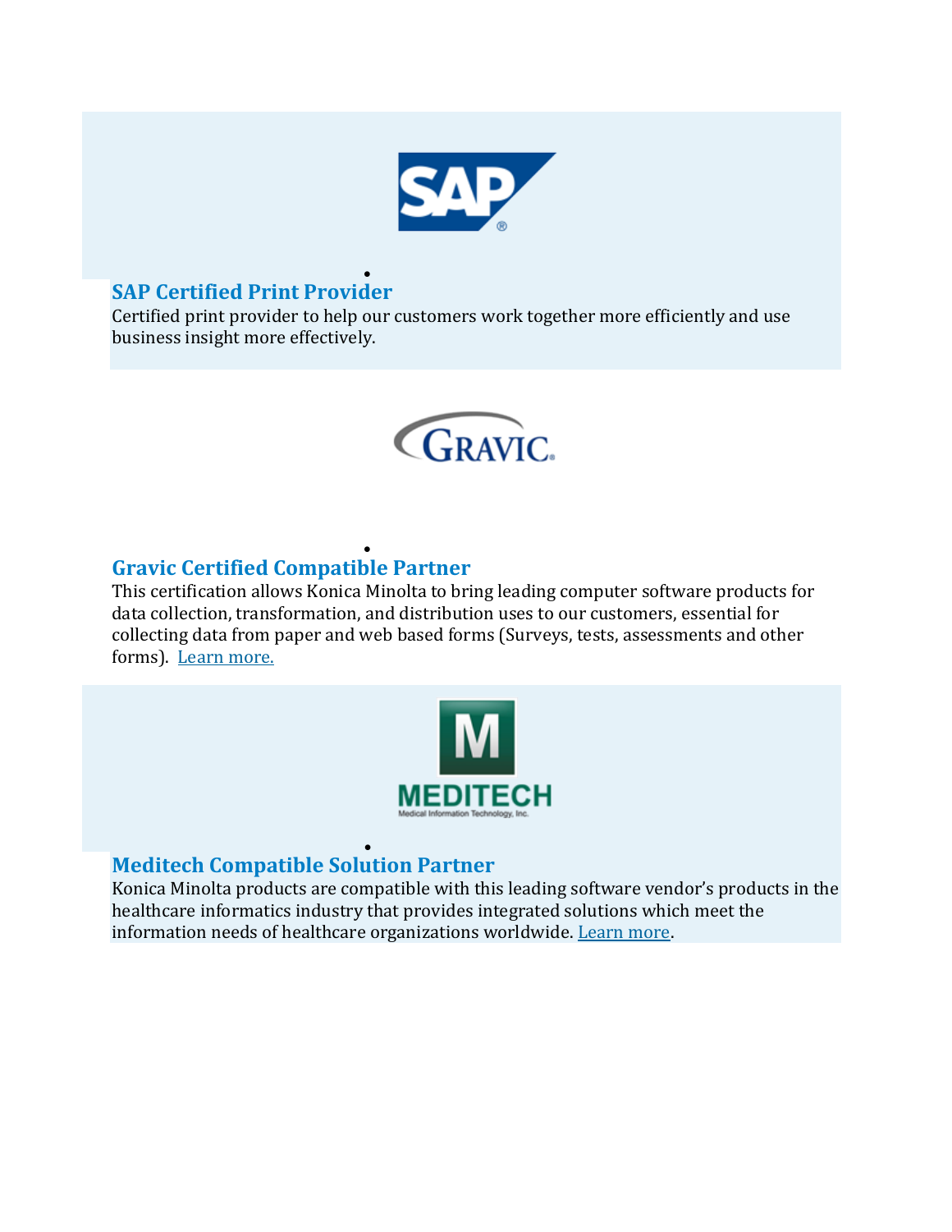- ### SAP Certified Print Provider

Certified print provider to help our customers work together more efficiently and use business insight more effectively.

- ### Gravic Certified Compatible Partner

This certification allows Konica Minolta to bring leading computer software products for data collection, transformation, and distribution uses to our customers, essential for collecting data from paper and web based forms (Surveys, tests, assessments and other forms). Learn more.

- ### Meditech Compatible Solution Partner

Konica Minolta products are compatible with this leading software vendor's products in the healthcare informatics industry that provides integrated solutions which meet the information needs of healthcare organizations worldwide. Learn more.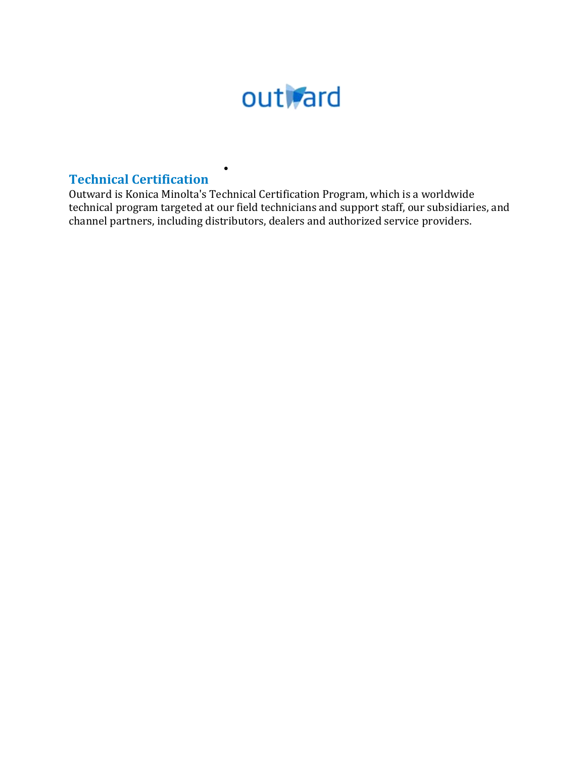## Technical Certification

Outward is Konica Minolta's Technical Certification Program, which is a worldwide technical program targeted at our field technicians and support staff, our subsidiaries, and channel partners, including distributors, dealers and authorized service providers.